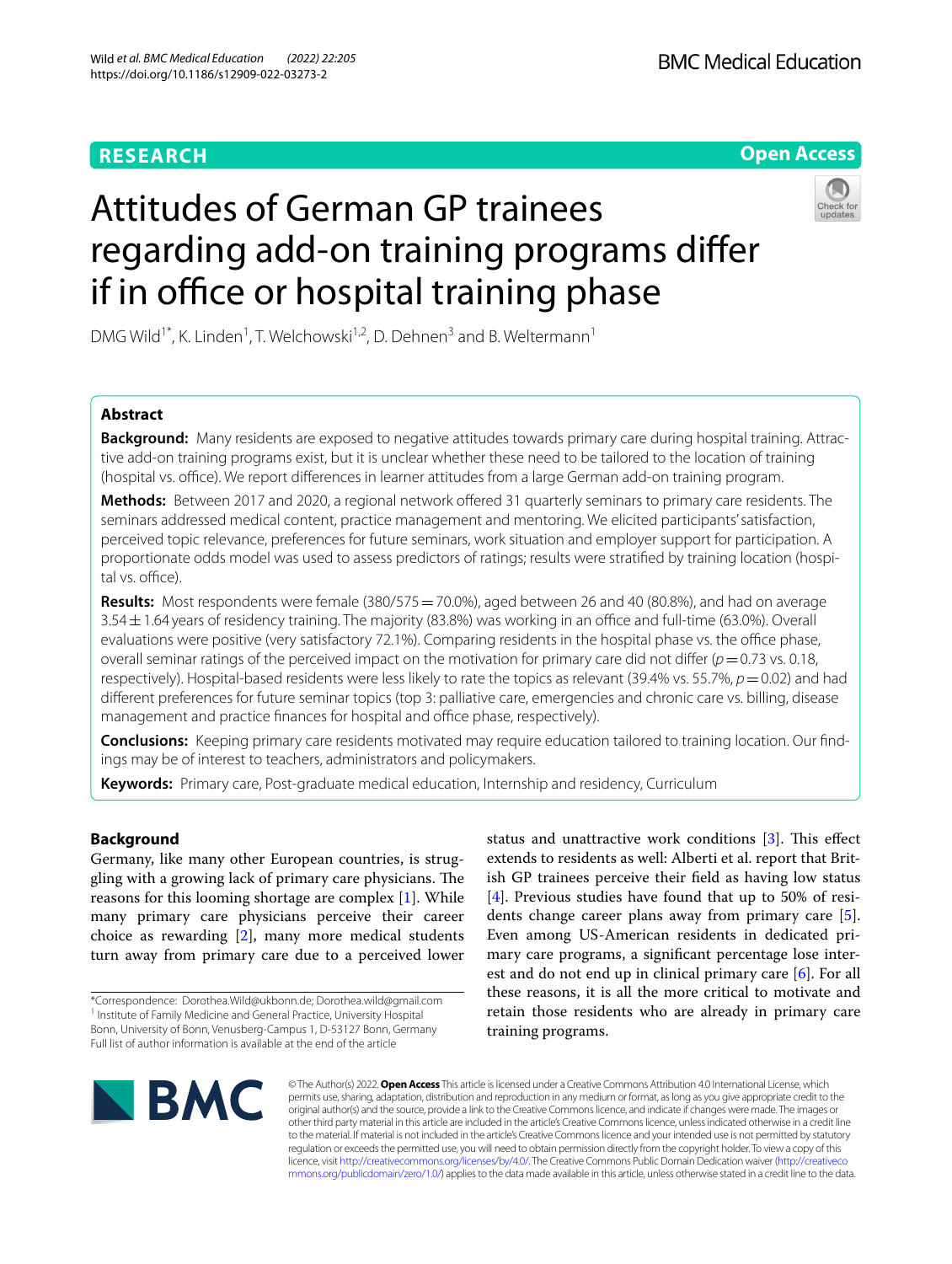RESEARCH

Open Access

# Attitudes of German GP trainees regarding add-on training programs differ if in office or hospital training phase

DMG Wild[1*], K. Linden[1], T. Welchowski[1,2], D. Dehnen[3] and B. Weltermann[1]

## Abstract

**Background:** Many residents are exposed to negative attitudes towards primary care during hospital training. Attractive add-on training programs exist, but it is unclear whether these need to be tailored to the location of training (hospital vs. office). We report differences in learner attitudes from a large German add-on training program.

**Methods:** Between 2017 and 2020, a regional network offered 31 quarterly seminars to primary care residents. The seminars addressed medical content, practice management and mentoring. We elicited participants' satisfaction, perceived topic relevance, preferences for future seminars, work situation and employer support for participation. A proportionate odds model was used to assess predictors of ratings; results were stratified by training location (hospital vs. office).

**Results:** Most respondents were female (380/575 = 70.0%), aged between 26 and 40 (80.8%), and had on average $3.54 \pm 1.64$ years of residency training. The majority (83.8%) was working in an office and full-time (63.0%). Overall evaluations were positive (very satisfactory 72.1%). Comparing residents in the hospital phase vs. the office phase, overall seminar ratings of the perceived impact on the motivation for primary care did not differ ($p = 0.73$ vs. 0.18, respectively). Hospital-based residents were less likely to rate the topics as relevant (39.4% vs. 55.7%, $p = 0.02$) and had different preferences for future seminar topics (top 3: palliative care, emergencies and chronic care vs. billing, disease management and practice finances for hospital and office phase, respectively).

**Conclusions:** Keeping primary care residents motivated may require education tailored to training location. Our findings may be of interest to teachers, administrators and policymakers.

**Keywords:** Primary care, Post-graduate medical education, Internship and residency, Curriculum

## Background

Germany, like many other European countries, is struggling with a growing lack of primary care physicians. The reasons for this looming shortage are complex [1]. While many primary care physicians perceive their career choice as rewarding [2], many more medical students turn away from primary care due to a perceived lower status and unattractive work conditions [3]. This effect extends to residents as well: Alberti et al. report that British GP trainees perceive their field as having low status [4]. Previous studies have found that up to 50% of residents change career plans away from primary care [5]. Even among US-American residents in dedicated primary care programs, a significant percentage lose interest and do not end up in clinical primary care [6]. For all these reasons, it is all the more critical to motivate and retain those residents who are already in primary care training programs.

*Correspondence: Dorothea.Wild@ukbonn.de; Dorothea.wild@gmail.com

[1] Institute of Family Medicine and General Practice, University Hospital Bonn, University of Bonn, Venusberg-Campus 1, D-53127 Bonn, Germany

Full list of author information is available at the end of the article

© The Author(s) 2022. **Open Access** This article is licensed under a Creative Commons Attribution 4.0 International License, which permits use, sharing, adaptation, distribution and reproduction in any medium or format, as long as you give appropriate credit to the original author(s) and the source, provide a link to the Creative Commons licence, and indicate if changes were made. The images or other third party material in this article are included in the article's Creative Commons licence, unless indicated otherwise in a credit line to the material. If material is not included in the article's Creative Commons licence and your intended use is not permitted by statutory regulation or exceeds the permitted use, you will need to obtain permission directly from the copyright holder. To view a copy of this licence, visit http://creativecommons.org/licenses/by/4.0/. The Creative Commons Public Domain Dedication waiver (http://creativecommons.org/publicdomain/zero/1.0/) applies to the data made available in this article, unless otherwise stated in a credit line to the data.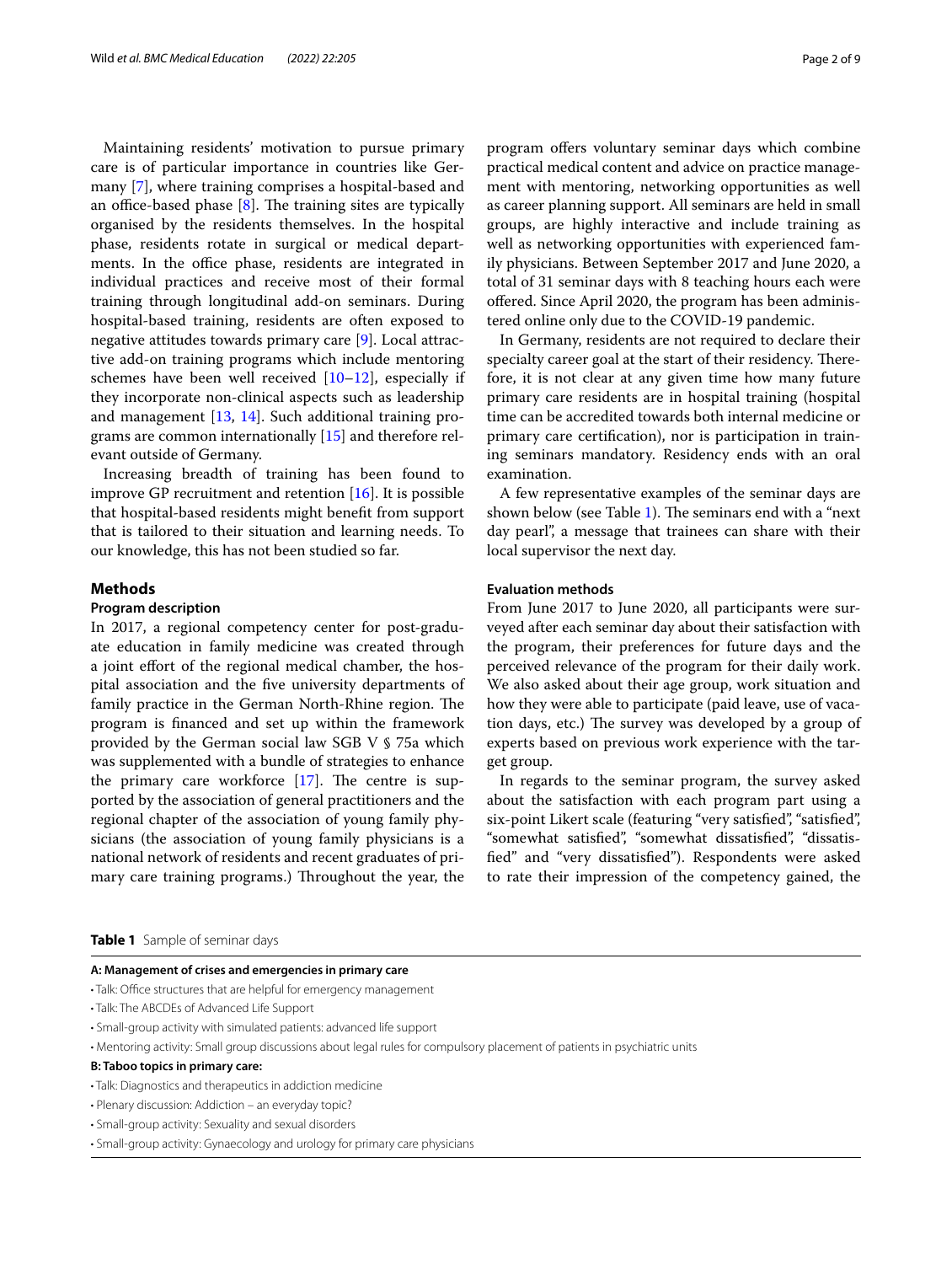Maintaining residents' motivation to pursue primary care is of particular importance in countries like Germany [7], where training comprises a hospital-based and an office-based phase [8]. The training sites are typically organised by the residents themselves. In the hospital phase, residents rotate in surgical or medical departments. In the office phase, residents are integrated in individual practices and receive most of their formal training through longitudinal add-on seminars. During hospital-based training, residents are often exposed to negative attitudes towards primary care [9]. Local attractive add-on training programs which include mentoring schemes have been well received [10–12], especially if they incorporate non-clinical aspects such as leadership and management [13, 14]. Such additional training programs are common internationally [15] and therefore relevant outside of Germany.

Increasing breadth of training has been found to improve GP recruitment and retention [16]. It is possible that hospital-based residents might benefit from support that is tailored to their situation and learning needs. To our knowledge, this has not been studied so far.

## Methods

### Program description

In 2017, a regional competency center for post-graduate education in family medicine was created through a joint effort of the regional medical chamber, the hospital association and the five university departments of family practice in the German North-Rhine region. The program is financed and set up within the framework provided by the German social law SGB V § 75a which was supplemented with a bundle of strategies to enhance the primary care workforce [17]. The centre is supported by the association of general practitioners and the regional chapter of the association of young family physicians (the association of young family physicians is a national network of residents and recent graduates of primary care training programs.) Throughout the year, the program offers voluntary seminar days which combine practical medical content and advice on practice management with mentoring, networking opportunities as well as career planning support. All seminars are held in small groups, are highly interactive and include training as well as networking opportunities with experienced family physicians. Between September 2017 and June 2020, a total of 31 seminar days with 8 teaching hours each were offered. Since April 2020, the program has been administered online only due to the COVID-19 pandemic.

In Germany, residents are not required to declare their specialty career goal at the start of their residency. Therefore, it is not clear at any given time how many future primary care residents are in hospital training (hospital time can be accredited towards both internal medicine or primary care certification), nor is participation in training seminars mandatory. Residency ends with an oral examination.

A few representative examples of the seminar days are shown below (see Table 1). The seminars end with a "next day pearl", a message that trainees can share with their local supervisor the next day.

### Evaluation methods

From June 2017 to June 2020, all participants were surveyed after each seminar day about their satisfaction with the program, their preferences for future days and the perceived relevance of the program for their daily work. We also asked about their age group, work situation and how they were able to participate (paid leave, use of vacation days, etc.) The survey was developed by a group of experts based on previous work experience with the target group.

In regards to the seminar program, the survey asked about the satisfaction with each program part using a six-point Likert scale (featuring "very satisfied", "satisfied", "somewhat satisfied", "somewhat dissatisfied", "dissatisfied" and "very dissatisfied"). Respondents were asked to rate their impression of the competency gained, the

**Table 1** Sample of seminar days

| A: Management of crises and emergencies in primary care |
|---|
| • Talk: Office structures that are helpful for emergency management |
| • Talk: The ABCDEs of Advanced Life Support |
| • Small-group activity with simulated patients: advanced life support |
| • Mentoring activity: Small group discussions about legal rules for compulsory placement of patients in psychiatric units |
| **B: Taboo topics in primary care:** |
| • Talk: Diagnostics and therapeutics in addiction medicine |
| • Plenary discussion: Addiction – an everyday topic? |
| • Small-group activity: Sexuality and sexual disorders |
| • Small-group activity: Gynaecology and urology for primary care physicians |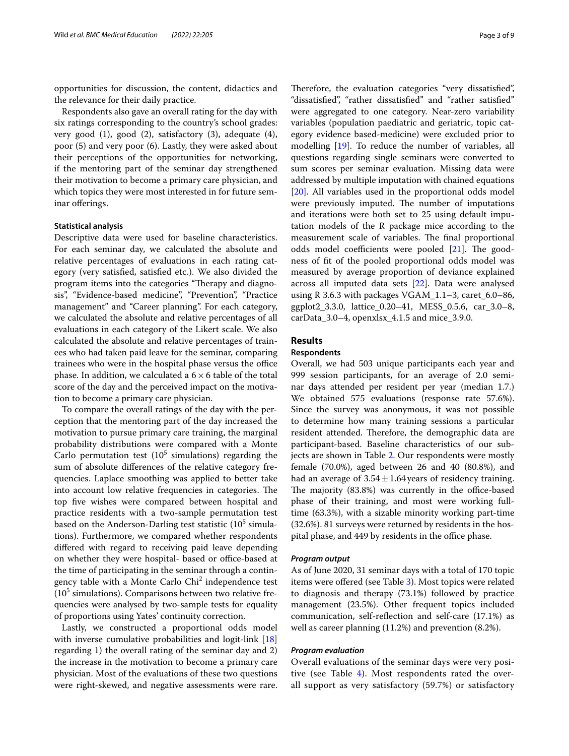opportunities for discussion, the content, didactics and the relevance for their daily practice.

Respondents also gave an overall rating for the day with six ratings corresponding to the country's school grades: very good (1), good (2), satisfactory (3), adequate (4), poor (5) and very poor (6). Lastly, they were asked about their perceptions of the opportunities for networking, if the mentoring part of the seminar day strengthened their motivation to become a primary care physician, and which topics they were most interested in for future seminar offerings.

#### Statistical analysis

Descriptive data were used for baseline characteristics. For each seminar day, we calculated the absolute and relative percentages of evaluations in each rating category (very satisfied, satisfied etc.). We also divided the program items into the categories "Therapy and diagnosis", "Evidence-based medicine", "Prevention", "Practice management" and "Career planning". For each category, we calculated the absolute and relative percentages of all evaluations in each category of the Likert scale. We also calculated the absolute and relative percentages of trainees who had taken paid leave for the seminar, comparing trainees who were in the hospital phase versus the office phase. In addition, we calculated a $6 \times 6$ table of the total score of the day and the perceived impact on the motivation to become a primary care physician.

To compare the overall ratings of the day with the perception that the mentoring part of the day increased the motivation to pursue primary care training, the marginal probability distributions were compared with a Monte Carlo permutation test ($10^5$ simulations) regarding the sum of absolute differences of the relative category frequencies. Laplace smoothing was applied to better take into account low relative frequencies in categories. The top five wishes were compared between hospital and practice residents with a two-sample permutation test based on the Anderson-Darling test statistic ($10^5$ simulations). Furthermore, we compared whether respondents differed with regard to receiving paid leave depending on whether they were hospital- based or office-based at the time of participating in the seminar through a contingency table with a Monte Carlo $\text{Chi}^2$ independence test ($10^5$ simulations). Comparisons between two relative frequencies were analysed by two-sample tests for equality of proportions using Yates' continuity correction.

Lastly, we constructed a proportional odds model with inverse cumulative probabilities and logit-link [18] regarding 1) the overall rating of the seminar day and 2) the increase in the motivation to become a primary care physician. Most of the evaluations of these two questions were right-skewed, and negative assessments were rare. Therefore, the evaluation categories "very dissatisfied", "dissatisfied", "rather dissatisfied" and "rather satisfied" were aggregated to one category. Near-zero variability variables (population paediatric and geriatric, topic category evidence based-medicine) were excluded prior to modelling [19]. To reduce the number of variables, all questions regarding single seminars were converted to sum scores per seminar evaluation. Missing data were addressed by multiple imputation with chained equations [20]. All variables used in the proportional odds model were previously imputed. The number of imputations and iterations were both set to 25 using default imputation models of the R package mice according to the measurement scale of variables. The final proportional odds model coefficients were pooled [21]. The goodness of fit of the pooled proportional odds model was measured by average proportion of deviance explained across all imputed data sets [22]. Data were analysed using R 3.6.3 with packages VGAM_1.1–3, caret_6.0–86, ggplot2_3.3.0, lattice_0.20–41, MESS_0.5.6, car_3.0–8, carData_3.0–4, openxlsx_4.1.5 and mice_3.9.0.

## Results

#### Respondents

Overall, we had 503 unique participants each year and 999 session participants, for an average of 2.0 seminar days attended per resident per year (median 1.7.) We obtained 575 evaluations (response rate 57.6%). Since the survey was anonymous, it was not possible to determine how many training sessions a particular resident attended. Therefore, the demographic data are participant-based. Baseline characteristics of our subjects are shown in Table 2. Our respondents were mostly female (70.0%), aged between 26 and 40 (80.8%), and had an average of $3.54 \pm 1.64$ years of residency training. The majority (83.8%) was currently in the office-based phase of their training, and most were working full-time (63.3%), with a sizable minority working part-time (32.6%). 81 surveys were returned by residents in the hospital phase, and 449 by residents in the office phase.

#### *Program output*

As of June 2020, 31 seminar days with a total of 170 topic items were offered (see Table 3). Most topics were related to diagnosis and therapy (73.1%) followed by practice management (23.5%). Other frequent topics included communication, self-reflection and self-care (17.1%) as well as career planning (11.2%) and prevention (8.2%).

#### *Program evaluation*

Overall evaluations of the seminar days were very positive (see Table 4). Most respondents rated the overall support as very satisfactory (59.7%) or satisfactory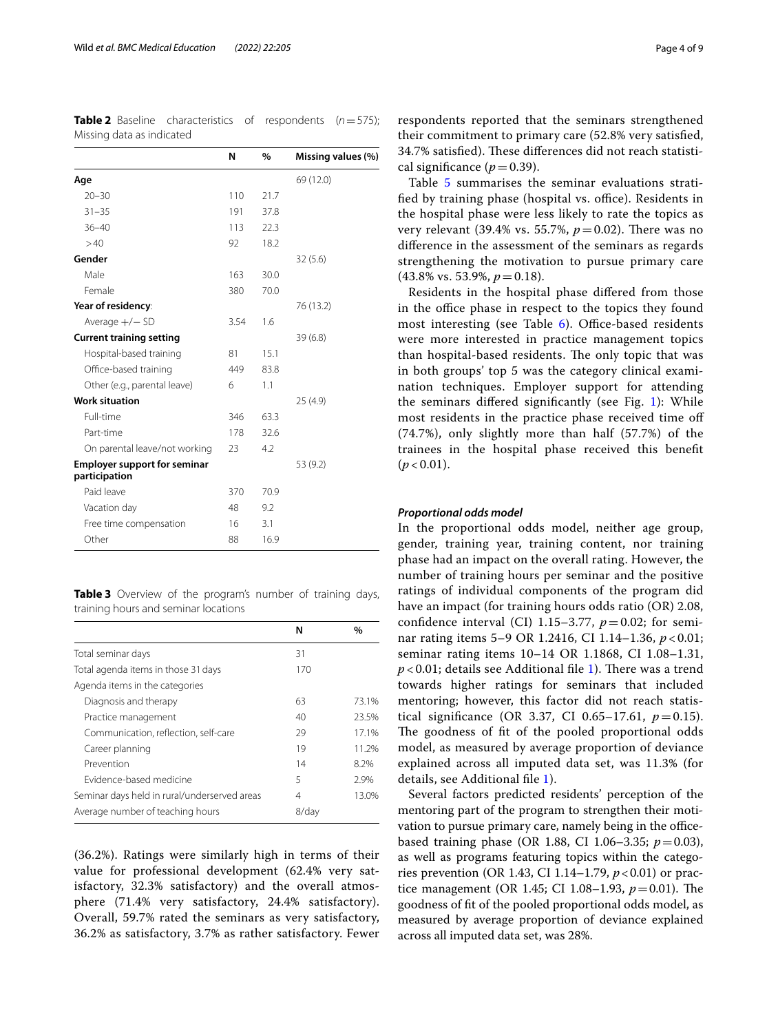**Table 2** Baseline characteristics of respondents ($n = 575$); Missing data as indicated

| | N | % | Missing values (%) |
|---|---|---|---|
| **Age** | | | 69 (12.0) |
| 20–30 | 110 | 21.7 | |
| 31–35 | 191 | 37.8 | |
| 36–40 | 113 | 22.3 | |
| >40 | 92 | 18.2 | |
| **Gender** | | | 32 (5.6) |
| Male | 163 | 30.0 | |
| Female | 380 | 70.0 | |
| **Year of residency**: | | | 76 (13.2) |
| Average +/− SD | 3.54 | 1.6 | |
| **Current training setting** | | | 39 (6.8) |
| Hospital-based training | 81 | 15.1 | |
| Office-based training | 449 | 83.8 | |
| Other (e.g., parental leave) | 6 | 1.1 | |
| **Work situation** | | | 25 (4.9) |
| Full-time | 346 | 63.3 | |
| Part-time | 178 | 32.6 | |
| On parental leave/not working | 23 | 4.2 | |
| **Employer support for seminar participation** | | | 53 (9.2) |
| Paid leave | 370 | 70.9 | |
| Vacation day | 48 | 9.2 | |
| Free time compensation | 16 | 3.1 | |
| Other | 88 | 16.9 | |

**Table 3** Overview of the program's number of training days, training hours and seminar locations

| | N | % |
|---|---|---|
| Total seminar days | 31 | |
| Total agenda items in those 31 days | 170 | |
| Agenda items in the categories | | |
| Diagnosis and therapy | 63 | 73.1% |
| Practice management | 40 | 23.5% |
| Communication, reflection, self-care | 29 | 17.1% |
| Career planning | 19 | 11.2% |
| Prevention | 14 | 8.2% |
| Evidence-based medicine | 5 | 2.9% |
| Seminar days held in rural/underserved areas | 4 | 13.0% |
| Average number of teaching hours | 8/day | |

(36.2%). Ratings were similarly high in terms of their value for professional development (62.4% very satisfactory, 32.3% satisfactory) and the overall atmosphere (71.4% very satisfactory, 24.4% satisfactory). Overall, 59.7% rated the seminars as very satisfactory, 36.2% as satisfactory, 3.7% as rather satisfactory. Fewer respondents reported that the seminars strengthened their commitment to primary care (52.8% very satisfied, 34.7% satisfied). These differences did not reach statistical significance ($p = 0.39$).

Table 5 summarises the seminar evaluations stratified by training phase (hospital vs. office). Residents in the hospital phase were less likely to rate the topics as very relevant (39.4% vs. 55.7%, $p = 0.02$). There was no difference in the assessment of the seminars as regards strengthening the motivation to pursue primary care (43.8% vs. 53.9%, $p = 0.18$).

Residents in the hospital phase differed from those in the office phase in respect to the topics they found most interesting (see Table 6). Office-based residents were more interested in practice management topics than hospital-based residents. The only topic that was in both groups' top 5 was the category clinical examination techniques. Employer support for attending the seminars differed significantly (see Fig. 1): While most residents in the practice phase received time off (74.7%), only slightly more than half (57.7%) of the trainees in the hospital phase received this benefit ($p < 0.01$).

### *Proportional odds model*

In the proportional odds model, neither age group, gender, training year, training content, nor training phase had an impact on the overall rating. However, the number of training hours per seminar and the positive ratings of individual components of the program did have an impact (for training hours odds ratio (OR) 2.08, confidence interval (CI) 1.15–3.77, $p = 0.02$; for seminar rating items 5–9 OR 1.2416, CI 1.14–1.36, $p < 0.01$; seminar rating items 10–14 OR 1.1868, CI 1.08–1.31, $p < 0.01$; details see Additional file 1). There was a trend towards higher ratings for seminars that included mentoring; however, this factor did not reach statistical significance (OR 3.37, CI 0.65–17.61, $p = 0.15$). The goodness of fit of the pooled proportional odds model, as measured by average proportion of deviance explained across all imputed data set, was 11.3% (for details, see Additional file 1).

Several factors predicted residents' perception of the mentoring part of the program to strengthen their motivation to pursue primary care, namely being in the office-based training phase (OR 1.88, CI 1.06–3.35; $p = 0.03$), as well as programs featuring topics within the categories prevention (OR 1.43, CI 1.14–1.79, $p < 0.01$) or practice management (OR 1.45; CI 1.08–1.93, $p = 0.01$). The goodness of fit of the pooled proportional odds model, as measured by average proportion of deviance explained across all imputed data set, was 28%.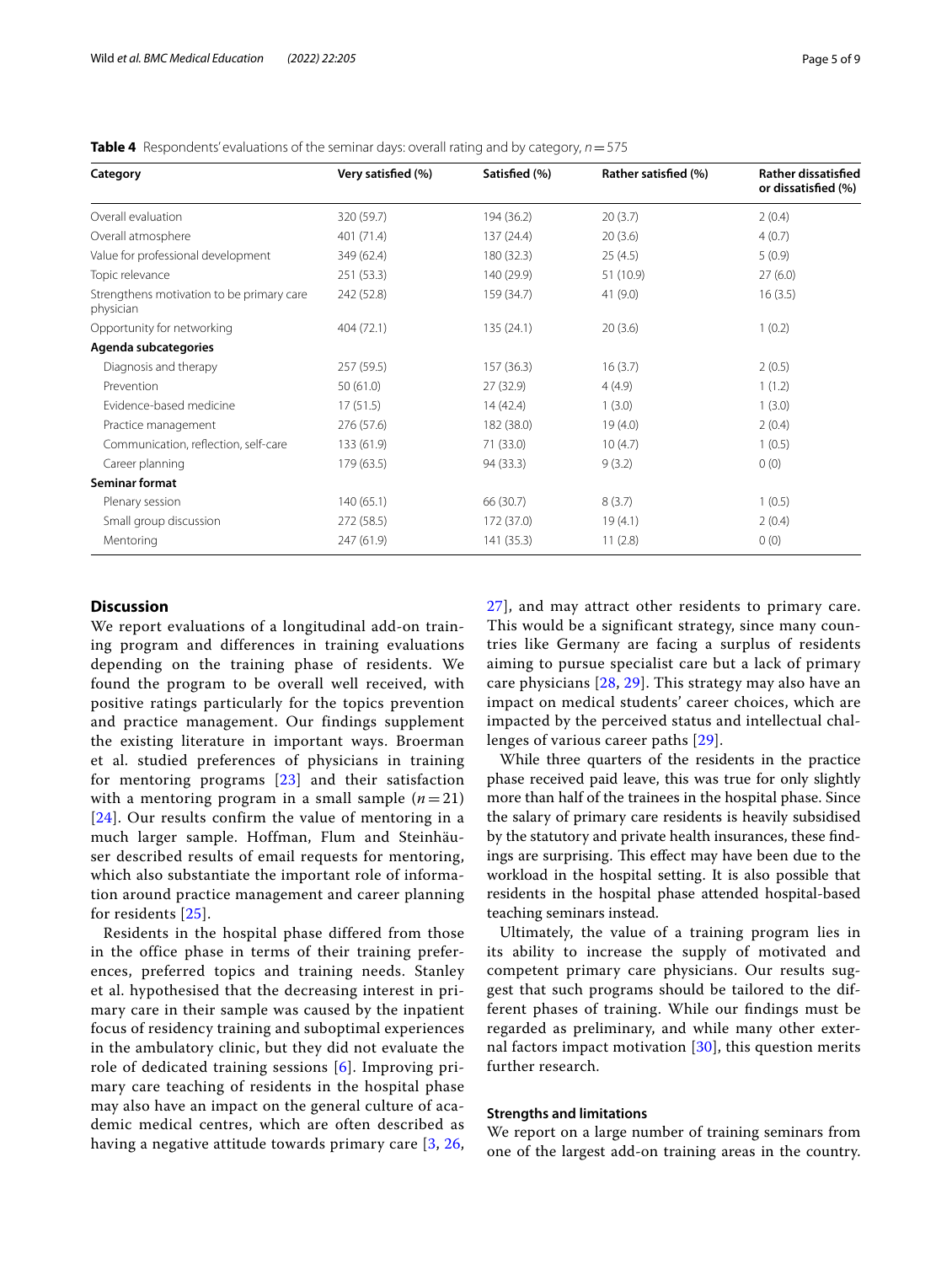**Table 4** Respondents' evaluations of the seminar days: overall rating and by category, $n = 575$

| Category | Very satisfied (%) | Satisfied (%) | Rather satisfied (%) | Rather dissatisfied or dissatisfied (%) |
|---|---|---|---|---|
| Overall evaluation | 320 (59.7) | 194 (36.2) | 20 (3.7) | 2 (0.4) |
| Overall atmosphere | 401 (71.4) | 137 (24.4) | 20 (3.6) | 4 (0.7) |
| Value for professional development | 349 (62.4) | 180 (32.3) | 25 (4.5) | 5 (0.9) |
| Topic relevance | 251 (53.3) | 140 (29.9) | 51 (10.9) | 27 (6.0) |
| Strengthens motivation to be primary care physician | 242 (52.8) | 159 (34.7) | 41 (9.0) | 16 (3.5) |
| Opportunity for networking | 404 (72.1) | 135 (24.1) | 20 (3.6) | 1 (0.2) |
| **Agenda subcategories** | | | | |
| Diagnosis and therapy | 257 (59.5) | 157 (36.3) | 16 (3.7) | 2 (0.5) |
| Prevention | 50 (61.0) | 27 (32.9) | 4 (4.9) | 1 (1.2) |
| Evidence-based medicine | 17 (51.5) | 14 (42.4) | 1 (3.0) | 1 (3.0) |
| Practice management | 276 (57.6) | 182 (38.0) | 19 (4.0) | 2 (0.4) |
| Communication, reflection, self-care | 133 (61.9) | 71 (33.0) | 10 (4.7) | 1 (0.5) |
| Career planning | 179 (63.5) | 94 (33.3) | 9 (3.2) | 0 (0) |
| **Seminar format** | | | | |
| Plenary session | 140 (65.1) | 66 (30.7) | 8 (3.7) | 1 (0.5) |
| Small group discussion | 272 (58.5) | 172 (37.0) | 19 (4.1) | 2 (0.4) |
| Mentoring | 247 (61.9) | 141 (35.3) | 11 (2.8) | 0 (0) |

## Discussion

We report evaluations of a longitudinal add-on training program and differences in training evaluations depending on the training phase of residents. We found the program to be overall well received, with positive ratings particularly for the topics prevention and practice management. Our findings supplement the existing literature in important ways. Broerman et al. studied preferences of physicians in training for mentoring programs [23] and their satisfaction with a mentoring program in a small sample ($n = 21$) [24]. Our results confirm the value of mentoring in a much larger sample. Hoffman, Flum and Steinhäuser described results of email requests for mentoring, which also substantiate the important role of information around practice management and career planning for residents [25].

Residents in the hospital phase differed from those in the office phase in terms of their training preferences, preferred topics and training needs. Stanley et al. hypothesised that the decreasing interest in primary care in their sample was caused by the inpatient focus of residency training and suboptimal experiences in the ambulatory clinic, but they did not evaluate the role of dedicated training sessions [6]. Improving primary care teaching of residents in the hospital phase may also have an impact on the general culture of academic medical centres, which are often described as having a negative attitude towards primary care [3, 26, 27], and may attract other residents to primary care. This would be a significant strategy, since many countries like Germany are facing a surplus of residents aiming to pursue specialist care but a lack of primary care physicians [28, 29]. This strategy may also have an impact on medical students' career choices, which are impacted by the perceived status and intellectual challenges of various career paths [29].

While three quarters of the residents in the practice phase received paid leave, this was true for only slightly more than half of the trainees in the hospital phase. Since the salary of primary care residents is heavily subsidised by the statutory and private health insurances, these findings are surprising. This effect may have been due to the workload in the hospital setting. It is also possible that residents in the hospital phase attended hospital-based teaching seminars instead.

Ultimately, the value of a training program lies in its ability to increase the supply of motivated and competent primary care physicians. Our results suggest that such programs should be tailored to the different phases of training. While our findings must be regarded as preliminary, and while many other external factors impact motivation [30], this question merits further research.

### Strengths and limitations

We report on a large number of training seminars from one of the largest add-on training areas in the country.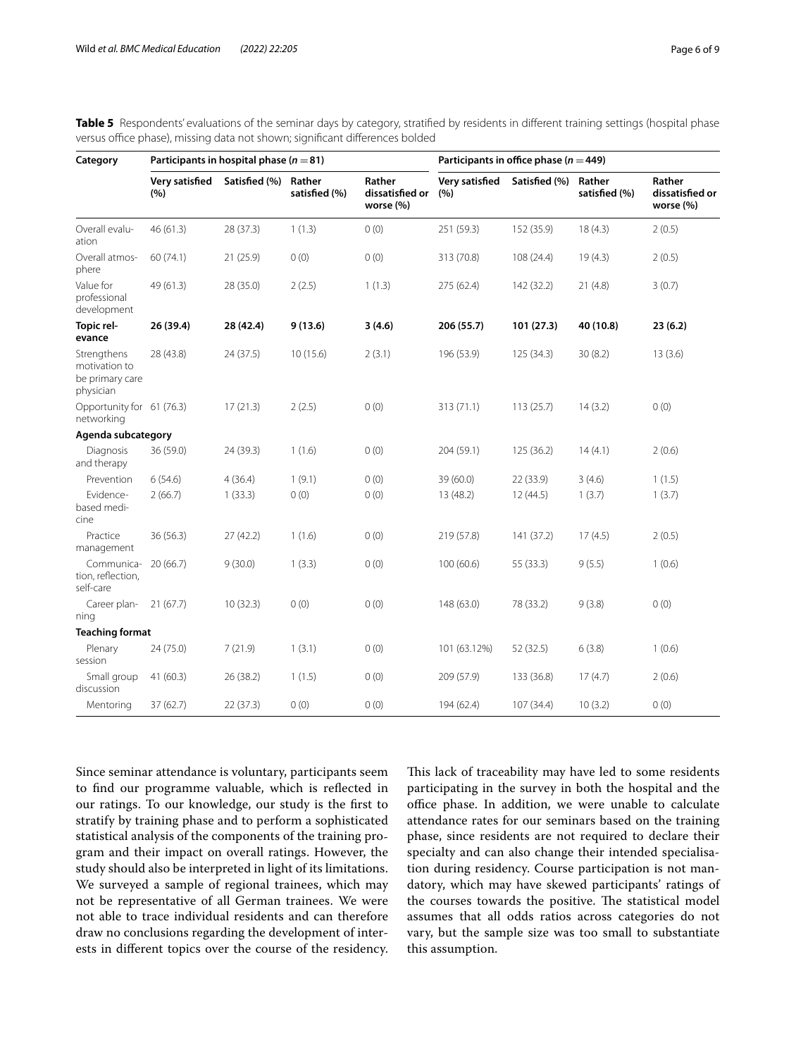**Table 5** Respondents' evaluations of the seminar days by category, stratified by residents in different training settings (hospital phase versus office phase), missing data not shown; significant differences bolded

| Category | Participants in hospital phase ($n = 81$) | | | | Participants in office phase ($n = 449$) | | | |
|---|---|---|---|---|---|---|---|---|
| | Very satisfied (%) | Satisfied (%) | Rather satisfied (%) | Rather dissatisfied or worse (%) | Very satisfied (%) | Satisfied (%) | Rather satisfied (%) | Rather dissatisfied or worse (%) |
| Overall evaluation | 46 (61.3) | 28 (37.3) | 1 (1.3) | 0 (0) | 251 (59.3) | 152 (35.9) | 18 (4.3) | 2 (0.5) |
| Overall atmosphere | 60 (74.1) | 21 (25.9) | 0 (0) | 0 (0) | 313 (70.8) | 108 (24.4) | 19 (4.3) | 2 (0.5) |
| Value for professional development | 49 (61.3) | 28 (35.0) | 2 (2.5) | 1 (1.3) | 275 (62.4) | 142 (32.2) | 21 (4.8) | 3 (0.7) |
| **Topic relevance** | **26 (39.4)** | **28 (42.4)** | **9 (13.6)** | **3 (4.6)** | **206 (55.7)** | **101 (27.3)** | **40 (10.8)** | **23 (6.2)** |
| Strengthens motivation to be primary care physician | 28 (43.8) | 24 (37.5) | 10 (15.6) | 2 (3.1) | 196 (53.9) | 125 (34.3) | 30 (8.2) | 13 (3.6) |
| Opportunity for networking | 61 (76.3) | 17 (21.3) | 2 (2.5) | 0 (0) | 313 (71.1) | 113 (25.7) | 14 (3.2) | 0 (0) |
| **Agenda subcategory** | | | | | | | | |
| Diagnosis and therapy | 36 (59.0) | 24 (39.3) | 1 (1.6) | 0 (0) | 204 (59.1) | 125 (36.2) | 14 (4.1) | 2 (0.6) |
| Prevention | 6 (54.6) | 4 (36.4) | 1 (9.1) | 0 (0) | 39 (60.0) | 22 (33.9) | 3 (4.6) | 1 (1.5) |
| Evidence-based medicine | 2 (66.7) | 1 (33.3) | 0 (0) | 0 (0) | 13 (48.2) | 12 (44.5) | 1 (3.7) | 1 (3.7) |
| Practice management | 36 (56.3) | 27 (42.2) | 1 (1.6) | 0 (0) | 219 (57.8) | 141 (37.2) | 17 (4.5) | 2 (0.5) |
| Communication, reflection, self-care | 20 (66.7) | 9 (30.0) | 1 (3.3) | 0 (0) | 100 (60.6) | 55 (33.3) | 9 (5.5) | 1 (0.6) |
| Career planning | 21 (67.7) | 10 (32.3) | 0 (0) | 0 (0) | 148 (63.0) | 78 (33.2) | 9 (3.8) | 0 (0) |
| **Teaching format** | | | | | | | | |
| Plenary session | 24 (75.0) | 7 (21.9) | 1 (3.1) | 0 (0) | 101 (63.12%) | 52 (32.5) | 6 (3.8) | 1 (0.6) |
| Small group discussion | 41 (60.3) | 26 (38.2) | 1 (1.5) | 0 (0) | 209 (57.9) | 133 (36.8) | 17 (4.7) | 2 (0.6) |
| Mentoring | 37 (62.7) | 22 (37.3) | 0 (0) | 0 (0) | 194 (62.4) | 107 (34.4) | 10 (3.2) | 0 (0) |

Since seminar attendance is voluntary, participants seem to find our programme valuable, which is reflected in our ratings. To our knowledge, our study is the first to stratify by training phase and to perform a sophisticated statistical analysis of the components of the training program and their impact on overall ratings. However, the study should also be interpreted in light of its limitations. We surveyed a sample of regional trainees, which may not be representative of all German trainees. We were not able to trace individual residents and can therefore draw no conclusions regarding the development of interests in different topics over the course of the residency. This lack of traceability may have led to some residents participating in the survey in both the hospital and the office phase. In addition, we were unable to calculate attendance rates for our seminars based on the training phase, since residents are not required to declare their specialty and can also change their intended specialisation during residency. Course participation is not mandatory, which may have skewed participants' ratings of the courses towards the positive. The statistical model assumes that all odds ratios across categories do not vary, but the sample size was too small to substantiate this assumption.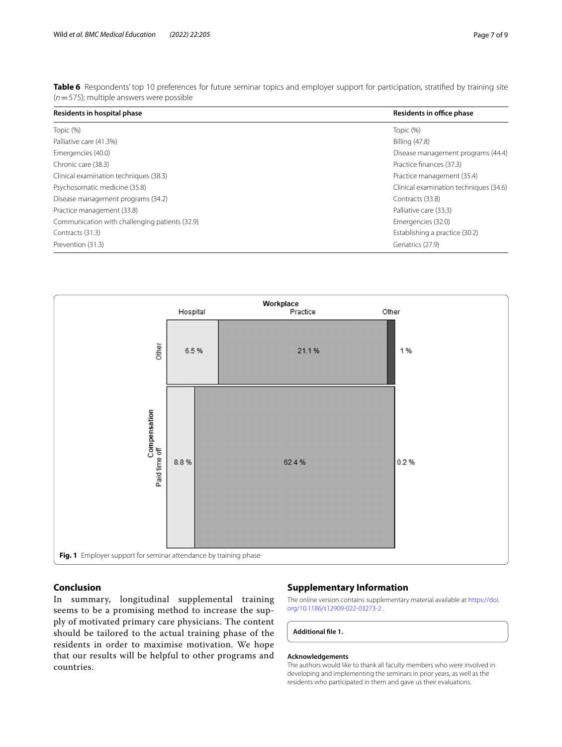**Table 6** Respondents' top 10 preferences for future seminar topics and employer support for participation, stratified by training site ($n = 575$); multiple answers were possible

| Residents in hospital phase | Residents in office phase |
|---|---|
| Topic (%) | Topic (%) |
| Palliative care (41.3%) | Billing (47.8) |
| Emergencies (40.0) | Disease management programs (44.4) |
| Chronic care (38.3) | Practice finances (37.3) |
| Clinical examination techniques (38.3) | Practice management (35.4) |
| Psychosomatic medicine (35.8) | Clinical examination techniques (34.6) |
| Disease management programs (34.2) | Contracts (33.8) |
| Practice management (33.8) | Palliative care (33.3) |
| Communication with challenging patients (32.9) | Emergencies (32.0) |
| Contracts (31.3) | Establishing a practice (30.2) |
| Prevention (31.3) | Geriatrics (27.9) |

| Compensation | Hospital | Practice | Other |
|---|---|---|---|
| Other | 6.5 % | 21.1 % | 1 % |
| Paid time off | 8.8 % | 62.4 % | 0.2 % |

**Fig. 1** Employer support for seminar attendance by training phase

## Conclusion

In summary, longitudinal supplemental training seems to be a promising method to increase the supply of motivated primary care physicians. The content should be tailored to the actual training phase of the residents in order to maximise motivation. We hope that our results will be helpful to other programs and countries.

## Supplementary Information

The online version contains supplementary material available at https://doi.org/10.1186/s12909-022-03273-2 .

**Additional file 1.**

### Acknowledgements

The authors would like to thank all faculty members who were involved in developing and implementing the seminars in prior years, as well as the residents who participated in them and gave us their evaluations.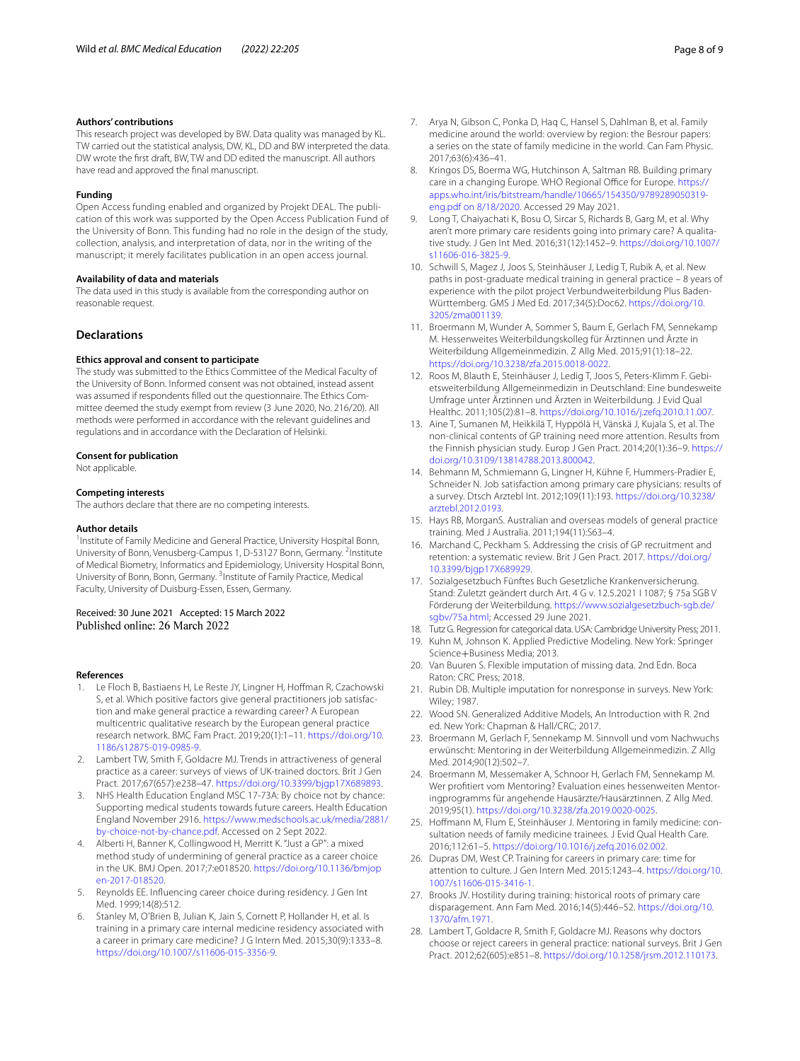**Authors' contributions**

This research project was developed by BW. Data quality was managed by KL. TW carried out the statistical analysis, DW, KL, DD and BW interpreted the data. DW wrote the first draft, BW, TW and DD edited the manuscript. All authors have read and approved the final manuscript.

**Funding**

Open Access funding enabled and organized by Projekt DEAL. The publication of this work was supported by the Open Access Publication Fund of the University of Bonn. This funding had no role in the design of the study, collection, analysis, and interpretation of data, nor in the writing of the manuscript; it merely facilitates publication in an open access journal.

**Availability of data and materials**

The data used in this study is available from the corresponding author on reasonable request.

## Declarations

**Ethics approval and consent to participate**

The study was submitted to the Ethics Committee of the Medical Faculty of the University of Bonn. Informed consent was not obtained, instead assent was assumed if respondents filled out the questionnaire. The Ethics Committee deemed the study exempt from review (3 June 2020, No. 216/20). All methods were performed in accordance with the relevant guidelines and regulations and in accordance with the Declaration of Helsinki.

**Consent for publication**

Not applicable.

**Competing interests**

The authors declare that there are no competing interests.

**Author details**

[1]Institute of Family Medicine and General Practice, University Hospital Bonn, University of Bonn, Venusberg-Campus 1, D-53127 Bonn, Germany. [2]Institute of Medical Biometry, Informatics and Epidemiology, University Hospital Bonn, University of Bonn, Bonn, Germany. [3]Institute of Family Practice, Medical Faculty, University of Duisburg-Essen, Essen, Germany.

Received: 30 June 2021 Accepted: 15 March 2022
Published online: 26 March 2022

**References**

1. Le Floch B, Bastiaens H, Le Reste JY, Lingner H, Hoffman R, Czachowski S, et al. Which positive factors give general practitioners job satisfaction and make general practice a rewarding career? A European multicentric qualitative research by the European general practice research network. BMC Fam Pract. 2019;20(1):1–11. https://doi.org/10.1186/s12875-019-0985-9.
2. Lambert TW, Smith F, Goldacre MJ. Trends in attractiveness of general practice as a career: surveys of views of UK-trained doctors. Brit J Gen Pract. 2017;67(657):e238–47. https://doi.org/10.3399/bjgp17X689893.
3. NHS Health Education England MSC 17-73A: By choice not by chance: Supporting medical students towards future careers. Health Education England November 2916. https://www.medschools.ac.uk/media/2881/by-choice-not-by-chance.pdf. Accessed on 2 Sept 2022.
4. Alberti H, Banner K, Collingwood H, Merritt K. "Just a GP": a mixed method study of undermining of general practice as a career choice in the UK. BMJ Open. 2017;7:e018520. https://doi.org/10.1136/bmjopen-2017-018520.
5. Reynolds EE. Influencing career choice during residency. J Gen Int Med. 1999;14(8):512.
6. Stanley M, O'Brien B, Julian K, Jain S, Cornett P, Hollander H, et al. Is training in a primary care internal medicine residency associated with a career in primary care medicine? J G Intern Med. 2015;30(9):1333–8. https://doi.org/10.1007/s11606-015-3356-9.
7. Arya N, Gibson C, Ponka D, Haq C, Hansel S, Dahlman B, et al. Family medicine around the world: overview by region: the Besrour papers: a series on the state of family medicine in the world. Can Fam Physic. 2017;63(6):436–41.
8. Kringos DS, Boerma WG, Hutchinson A, Saltman RB. Building primary care in a changing Europe. WHO Regional Office for Europe. https://apps.who.int/iris/bitstream/handle/10665/154350/9789289050319-eng.pdf on 8/18/2020. Accessed 29 May 2021.
9. Long T, Chaiyachati K, Bosu O, Sircar S, Richards B, Garg M, et al. Why aren't more primary care residents going into primary care? A qualitative study. J Gen Int Med. 2016;31(12):1452–9. https://doi.org/10.1007/s11606-016-3825-9.
10. Schwill S, Magez J, Joos S, Steinhäuser J, Ledig T, Rubik A, et al. New paths in post-graduate medical training in general practice – 8 years of experience with the pilot project Verbundweiterbildung Plus Baden-Württemberg. GMS J Med Ed. 2017;34(5):Doc62. https://doi.org/10.3205/zma001139.
11. Broermann M, Wunder A, Sommer S, Baum E, Gerlach FM, Sennekamp M. Hessenweites Weiterbildungskolleg für Ärztinnen und Ärzte in Weiterbildung Allgemeinmedizin. Z Allg Med. 2015;91(1):18–22. https://doi.org/10.3238/zfa.2015.0018-0022.
12. Roos M, Blauth E, Steinhäuser J, Ledig T, Joos S, Peters-Klimm F. Gebietsweiterbildung Allgemeinmedizin in Deutschland: Eine bundesweite Umfrage unter Ärztinnen und Ärzten in Weiterbildung. J Evid Qual Healthc. 2011;105(2):81–8. https://doi.org/10.1016/j.zefq.2010.11.007.
13. Aine T, Sumanen M, Heikkilä T, Hyppölä H, Vänskä J, Kujala S, et al. The non-clinical contents of GP training need more attention. Results from the Finnish physician study. Europ J Gen Pract. 2014;20(1):36–9. https://doi.org/10.3109/13814788.2013.800042.
14. Behmann M, Schmiemann G, Lingner H, Kühne F, Hummers-Pradier E, Schneider N. Job satisfaction among primary care physicians: results of a survey. Dtsch Arztebl Int. 2012;109(11):193. https://doi.org/10.3238/arztebl.2012.0193.
15. Hays RB, MorganS. Australian and overseas models of general practice training. Med J Australia. 2011;194(11):S63–4.
16. Marchand C, Peckham S. Addressing the crisis of GP recruitment and retention: a systematic review. Brit J Gen Pract. 2017. https://doi.org/10.3399/bjgp17X689929.
17. Sozialgesetzbuch Fünftes Buch Gesetzliche Krankenversicherung. Stand: Zuletzt geändert durch Art. 4 G v. 12.5.2021 I 1087; § 75a SGB V Förderung der Weiterbildung. https://www.sozialgesetzbuch-sgb.de/sgbv/75a.html; Accessed 29 June 2021.
18. Tutz G. Regression for categorical data. USA: Cambridge University Press; 2011.
19. Kuhn M, Johnson K. Applied Predictive Modeling. New York: Springer Science+Business Media; 2013.
20. Van Buuren S. Flexible imputation of missing data. 2nd Edn. Boca Raton: CRC Press; 2018.
21. Rubin DB. Multiple imputation for nonresponse in surveys. New York: Wiley; 1987.
22. Wood SN. Generalized Additive Models, An Introduction with R. 2nd ed. New York: Chapman & Hall/CRC; 2017.
23. Broermann M, Gerlach F, Sennekamp M. Sinnvoll und vom Nachwuchs erwünscht: Mentoring in der Weiterbildung Allgemeinmedizin. Z Allg Med. 2014;90(12):502–7.
24. Broermann M, Messemaker A, Schnoor H, Gerlach FM, Sennekamp M. Wer profitiert vom Mentoring? Evaluation eines hessenweiten Mentoringprogramms für angehende Hausärzte/Hausärztinnen. Z Allg Med. 2019;95(1). https://doi.org/10.3238/zfa.2019.0020-0025.
25. Hoffmann M, Flum E, Steinhäuser J. Mentoring in family medicine: consultation needs of family medicine trainees. J Evid Qual Health Care. 2016;112:61–5. https://doi.org/10.1016/j.zefq.2016.02.002.
26. Dupras DM, West CP. Training for careers in primary care: time for attention to culture. J Gen Intern Med. 2015:1243–4. https://doi.org/10.1007/s11606-015-3416-1.
27. Brooks JV. Hostility during training: historical roots of primary care disparagement. Ann Fam Med. 2016;14(5):446–52. https://doi.org/10.1370/afm.1971.
28. Lambert T, Goldacre R, Smith F, Goldacre MJ. Reasons why doctors choose or reject careers in general practice: national surveys. Brit J Gen Pract. 2012;62(605):e851–8. https://doi.org/10.1258/jrsm.2012.110173.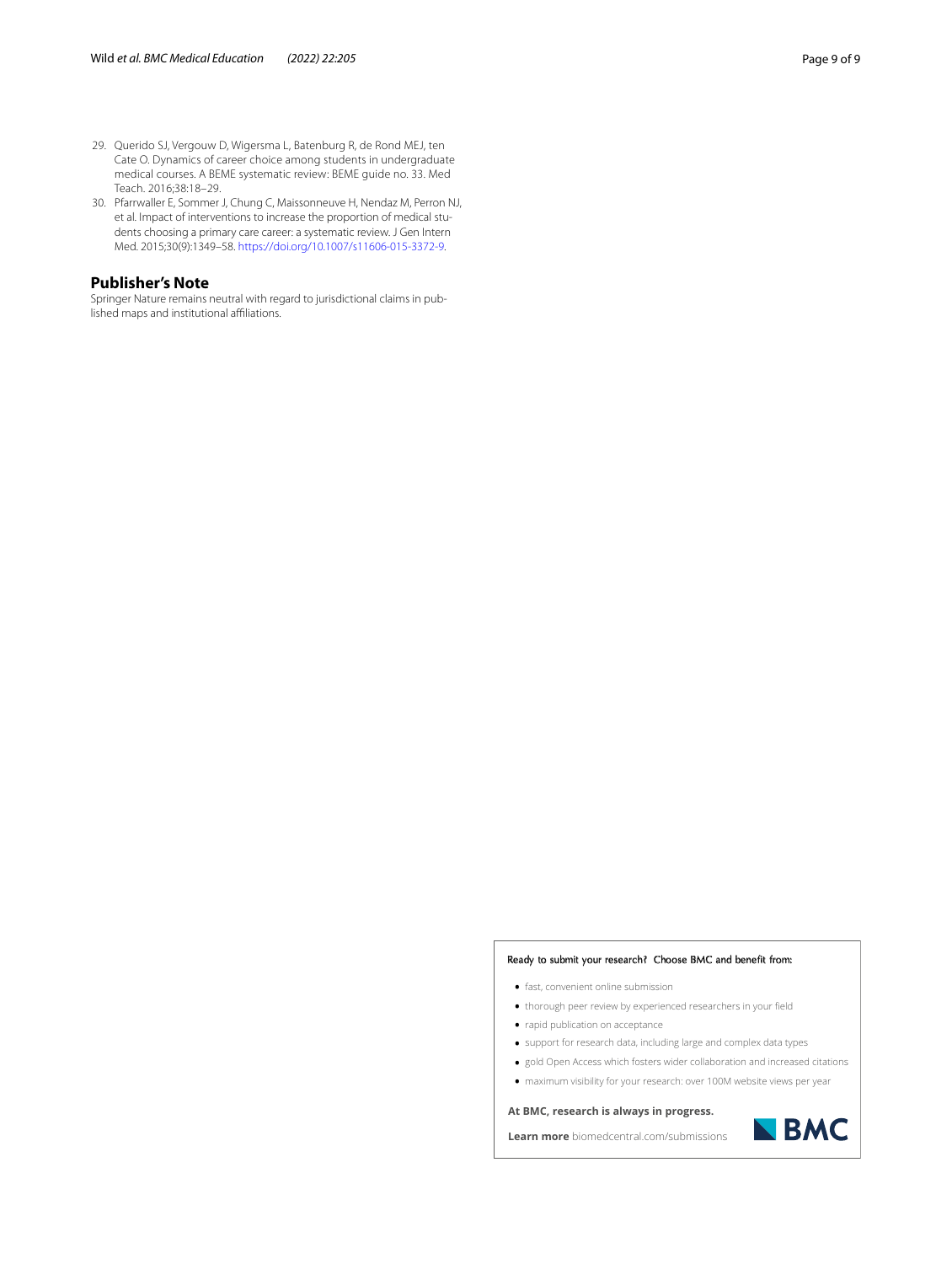29. Querido SJ, Vergouw D, Wigersma L, Batenburg R, de Rond MEJ, ten Cate O. Dynamics of career choice among students in undergraduate medical courses. A BEME systematic review: BEME guide no. 33. Med Teach. 2016;38:18–29.
30. Pfarrwaller E, Sommer J, Chung C, Maissonneuve H, Nendaz M, Perron NJ, et al. Impact of interventions to increase the proportion of medical students choosing a primary care career: a systematic review. J Gen Intern Med. 2015;30(9):1349–58. https://doi.org/10.1007/s11606-015-3372-9.

## Publisher's Note

Springer Nature remains neutral with regard to jurisdictional claims in published maps and institutional affiliations.

Ready to submit your research? Choose BMC and benefit from:

- fast, convenient online submission
- thorough peer review by experienced researchers in your field
- rapid publication on acceptance
- support for research data, including large and complex data types
- gold Open Access which fosters wider collaboration and increased citations
- maximum visibility for your research: over 100M website views per year

**At BMC, research is always in progress.**

**Learn more** biomedcentral.com/submissions

BMC